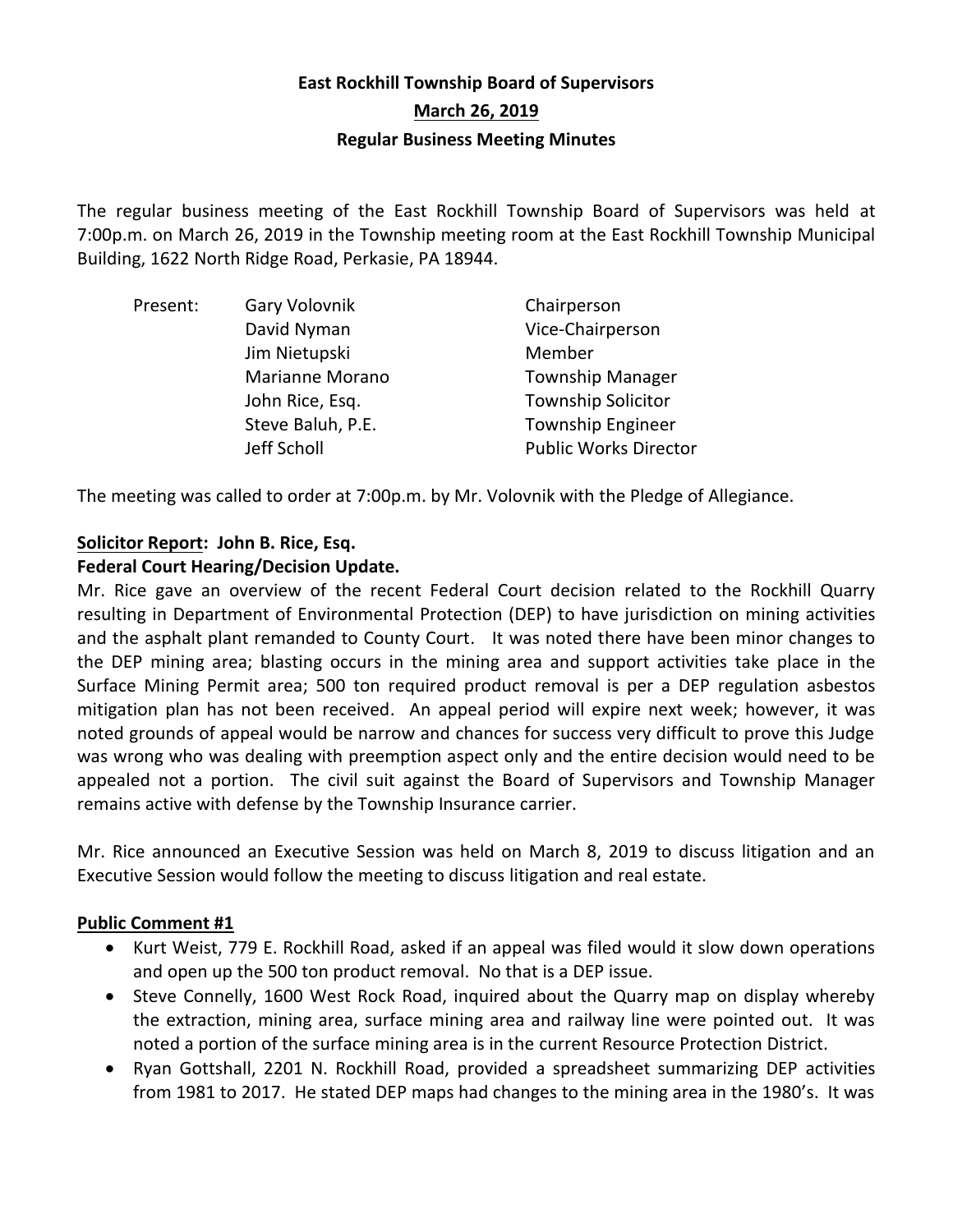**East Rockhill Township Board of Supervisors**

**March 26, 2019**

**Regular Business Meeting Minutes**

The regular business meeting of the East Rockhill Township Board of Supervisors was held at 7:00p.m. on March 26, 2019 in the Township meeting room at the East Rockhill Township Municipal Building, 1622 North Ridge Road, Perkasie, PA 18944.

| Present: | Gary Volovnik | Chairperson |
|---|---|---|
| | David Nyman | Vice-Chairperson |
| | Jim Nietupski | Member |
| | Marianne Morano | Township Manager |
| | John Rice, Esq. | Township Solicitor |
| | Steve Baluh, P.E. | Township Engineer |
| | Jeff Scholl | Public Works Director |

The meeting was called to order at 7:00p.m. by Mr. Volovnik with the Pledge of Allegiance.

**Solicitor Report: John B. Rice, Esq.**

**Federal Court Hearing/Decision Update.**

Mr. Rice gave an overview of the recent Federal Court decision related to the Rockhill Quarry resulting in Department of Environmental Protection (DEP) to have jurisdiction on mining activities and the asphalt plant remanded to County Court. It was noted there have been minor changes to the DEP mining area; blasting occurs in the mining area and support activities take place in the Surface Mining Permit area; 500 ton required product removal is per a DEP regulation asbestos mitigation plan has not been received. An appeal period will expire next week; however, it was noted grounds of appeal would be narrow and chances for success very difficult to prove this Judge was wrong who was dealing with preemption aspect only and the entire decision would need to be appealed not a portion. The civil suit against the Board of Supervisors and Township Manager remains active with defense by the Township Insurance carrier.

Mr. Rice announced an Executive Session was held on March 8, 2019 to discuss litigation and an Executive Session would follow the meeting to discuss litigation and real estate.

**Public Comment #1**

- Kurt Weist, 779 E. Rockhill Road, asked if an appeal was filed would it slow down operations and open up the 500 ton product removal. No that is a DEP issue.
- Steve Connelly, 1600 West Rock Road, inquired about the Quarry map on display whereby the extraction, mining area, surface mining area and railway line were pointed out. It was noted a portion of the surface mining area is in the current Resource Protection District.
- Ryan Gottshall, 2201 N. Rockhill Road, provided a spreadsheet summarizing DEP activities from 1981 to 2017. He stated DEP maps had changes to the mining area in the 1980's. It was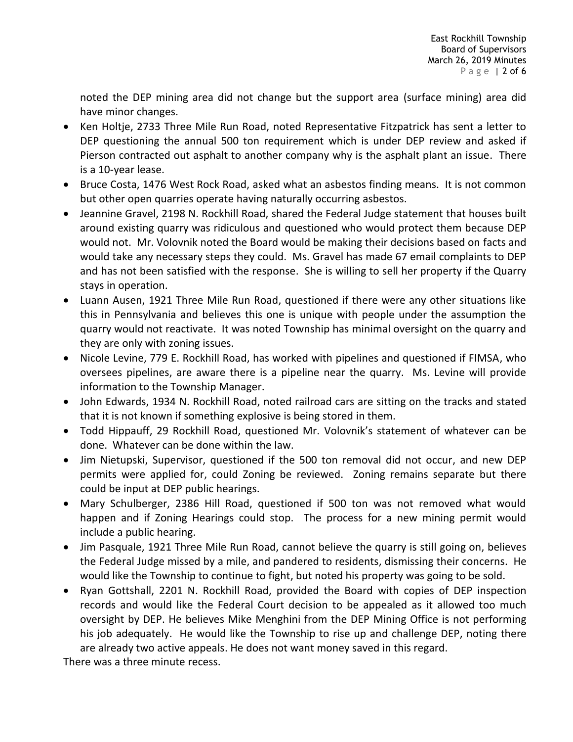noted the DEP mining area did not change but the support area (surface mining) area did have minor changes.

- Ken Holtje, 2733 Three Mile Run Road, noted Representative Fitzpatrick has sent a letter to DEP questioning the annual 500 ton requirement which is under DEP review and asked if Pierson contracted out asphalt to another company why is the asphalt plant an issue. There is a 10-year lease.
- Bruce Costa, 1476 West Rock Road, asked what an asbestos finding means. It is not common but other open quarries operate having naturally occurring asbestos.
- Jeannine Gravel, 2198 N. Rockhill Road, shared the Federal Judge statement that houses built around existing quarry was ridiculous and questioned who would protect them because DEP would not. Mr. Volovnik noted the Board would be making their decisions based on facts and would take any necessary steps they could. Ms. Gravel has made 67 email complaints to DEP and has not been satisfied with the response. She is willing to sell her property if the Quarry stays in operation.
- Luann Ausen, 1921 Three Mile Run Road, questioned if there were any other situations like this in Pennsylvania and believes this one is unique with people under the assumption the quarry would not reactivate. It was noted Township has minimal oversight on the quarry and they are only with zoning issues.
- Nicole Levine, 779 E. Rockhill Road, has worked with pipelines and questioned if FIMSA, who oversees pipelines, are aware there is a pipeline near the quarry. Ms. Levine will provide information to the Township Manager.
- John Edwards, 1934 N. Rockhill Road, noted railroad cars are sitting on the tracks and stated that it is not known if something explosive is being stored in them.
- Todd Hippauff, 29 Rockhill Road, questioned Mr. Volovnik's statement of whatever can be done. Whatever can be done within the law.
- Jim Nietupski, Supervisor, questioned if the 500 ton removal did not occur, and new DEP permits were applied for, could Zoning be reviewed. Zoning remains separate but there could be input at DEP public hearings.
- Mary Schulberger, 2386 Hill Road, questioned if 500 ton was not removed what would happen and if Zoning Hearings could stop. The process for a new mining permit would include a public hearing.
- Jim Pasquale, 1921 Three Mile Run Road, cannot believe the quarry is still going on, believes the Federal Judge missed by a mile, and pandered to residents, dismissing their concerns. He would like the Township to continue to fight, but noted his property was going to be sold.
- Ryan Gottshall, 2201 N. Rockhill Road, provided the Board with copies of DEP inspection records and would like the Federal Court decision to be appealed as it allowed too much oversight by DEP. He believes Mike Menghini from the DEP Mining Office is not performing his job adequately. He would like the Township to rise up and challenge DEP, noting there are already two active appeals. He does not want money saved in this regard.

There was a three minute recess.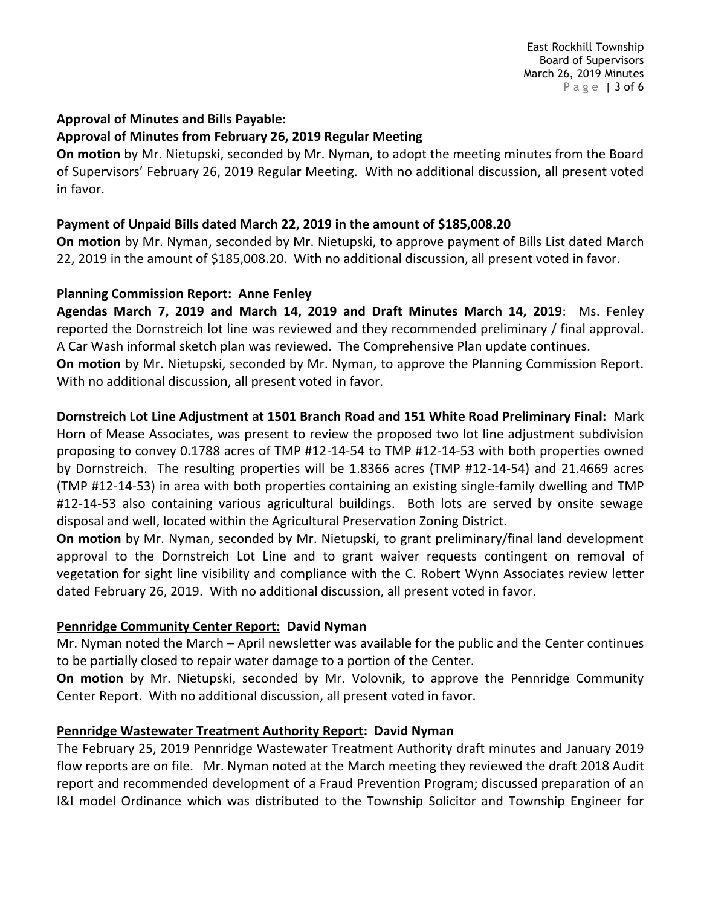**Approval of Minutes and Bills Payable:**

**Approval of Minutes from February 26, 2019 Regular Meeting**

**On motion** by Mr. Nietupski, seconded by Mr. Nyman, to adopt the meeting minutes from the Board of Supervisors' February 26, 2019 Regular Meeting. With no additional discussion, all present voted in favor.

**Payment of Unpaid Bills dated March 22, 2019 in the amount of $185,008.20**

**On motion** by Mr. Nyman, seconded by Mr. Nietupski, to approve payment of Bills List dated March 22, 2019 in the amount of $185,008.20. With no additional discussion, all present voted in favor.

**Planning Commission Report: Anne Fenley**

**Agendas March 7, 2019 and March 14, 2019 and Draft Minutes March 14, 2019**: Ms. Fenley reported the Dornstreich lot line was reviewed and they recommended preliminary / final approval. A Car Wash informal sketch plan was reviewed. The Comprehensive Plan update continues.

**On motion** by Mr. Nietupski, seconded by Mr. Nyman, to approve the Planning Commission Report. With no additional discussion, all present voted in favor.

**Dornstreich Lot Line Adjustment at 1501 Branch Road and 151 White Road Preliminary Final:** Mark Horn of Mease Associates, was present to review the proposed two lot line adjustment subdivision proposing to convey 0.1788 acres of TMP #12-14-54 to TMP #12-14-53 with both properties owned by Dornstreich. The resulting properties will be 1.8366 acres (TMP #12-14-54) and 21.4669 acres (TMP #12-14-53) in area with both properties containing an existing single-family dwelling and TMP #12-14-53 also containing various agricultural buildings. Both lots are served by onsite sewage disposal and well, located within the Agricultural Preservation Zoning District.

**On motion** by Mr. Nyman, seconded by Mr. Nietupski, to grant preliminary/final land development approval to the Dornstreich Lot Line and to grant waiver requests contingent on removal of vegetation for sight line visibility and compliance with the C. Robert Wynn Associates review letter dated February 26, 2019. With no additional discussion, all present voted in favor.

**Pennridge Community Center Report: David Nyman**

Mr. Nyman noted the March – April newsletter was available for the public and the Center continues to be partially closed to repair water damage to a portion of the Center.

**On motion** by Mr. Nietupski, seconded by Mr. Volovnik, to approve the Pennridge Community Center Report. With no additional discussion, all present voted in favor.

**Pennridge Wastewater Treatment Authority Report: David Nyman**

The February 25, 2019 Pennridge Wastewater Treatment Authority draft minutes and January 2019 flow reports are on file. Mr. Nyman noted at the March meeting they reviewed the draft 2018 Audit report and recommended development of a Fraud Prevention Program; discussed preparation of an I&I model Ordinance which was distributed to the Township Solicitor and Township Engineer for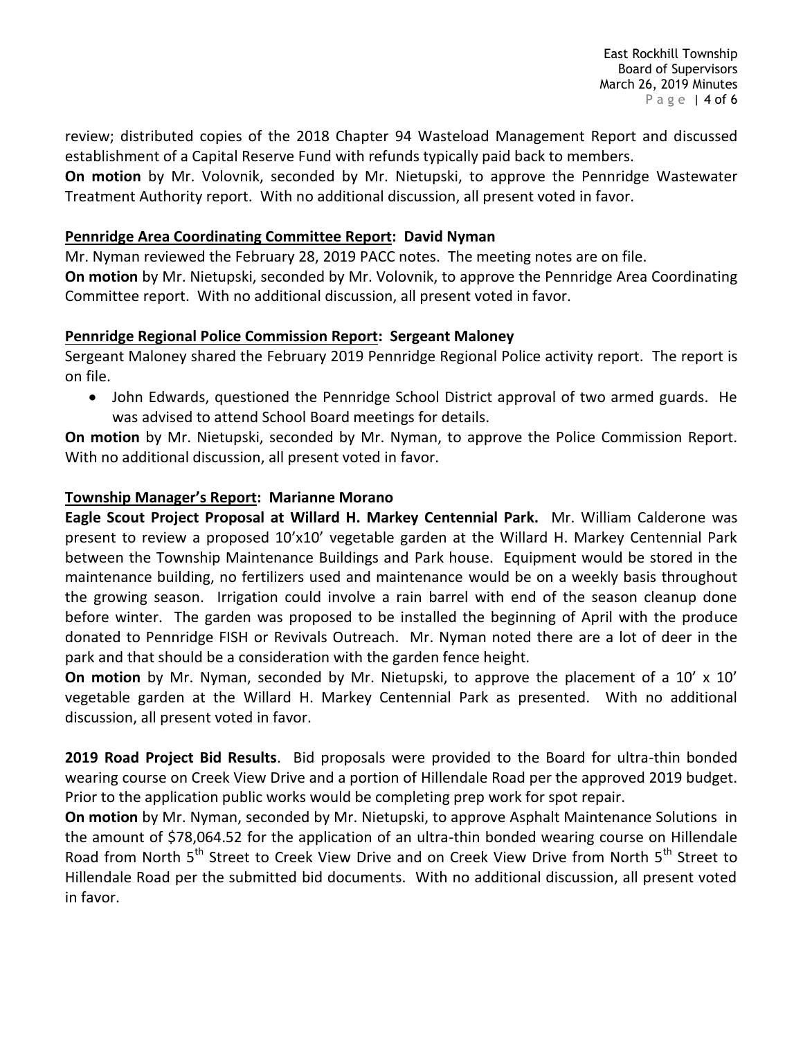review; distributed copies of the 2018 Chapter 94 Wasteload Management Report and discussed establishment of a Capital Reserve Fund with refunds typically paid back to members.

**On motion** by Mr. Volovnik, seconded by Mr. Nietupski, to approve the Pennridge Wastewater Treatment Authority report. With no additional discussion, all present voted in favor.

**Pennridge Area Coordinating Committee Report: David Nyman**

Mr. Nyman reviewed the February 28, 2019 PACC notes. The meeting notes are on file.

**On motion** by Mr. Nietupski, seconded by Mr. Volovnik, to approve the Pennridge Area Coordinating Committee report. With no additional discussion, all present voted in favor.

**Pennridge Regional Police Commission Report: Sergeant Maloney**

Sergeant Maloney shared the February 2019 Pennridge Regional Police activity report. The report is on file.

- John Edwards, questioned the Pennridge School District approval of two armed guards. He was advised to attend School Board meetings for details.

**On motion** by Mr. Nietupski, seconded by Mr. Nyman, to approve the Police Commission Report. With no additional discussion, all present voted in favor.

**Township Manager's Report: Marianne Morano**

**Eagle Scout Project Proposal at Willard H. Markey Centennial Park.** Mr. William Calderone was present to review a proposed 10'x10' vegetable garden at the Willard H. Markey Centennial Park between the Township Maintenance Buildings and Park house. Equipment would be stored in the maintenance building, no fertilizers used and maintenance would be on a weekly basis throughout the growing season. Irrigation could involve a rain barrel with end of the season cleanup done before winter. The garden was proposed to be installed the beginning of April with the produce donated to Pennridge FISH or Revivals Outreach. Mr. Nyman noted there are a lot of deer in the park and that should be a consideration with the garden fence height.

**On motion** by Mr. Nyman, seconded by Mr. Nietupski, to approve the placement of a 10' x 10' vegetable garden at the Willard H. Markey Centennial Park as presented. With no additional discussion, all present voted in favor.

**2019 Road Project Bid Results**. Bid proposals were provided to the Board for ultra-thin bonded wearing course on Creek View Drive and a portion of Hillendale Road per the approved 2019 budget. Prior to the application public works would be completing prep work for spot repair.

**On motion** by Mr. Nyman, seconded by Mr. Nietupski, to approve Asphalt Maintenance Solutions in the amount of $78,064.52 for the application of an ultra-thin bonded wearing course on Hillendale Road from North 5th Street to Creek View Drive and on Creek View Drive from North 5th Street to Hillendale Road per the submitted bid documents. With no additional discussion, all present voted in favor.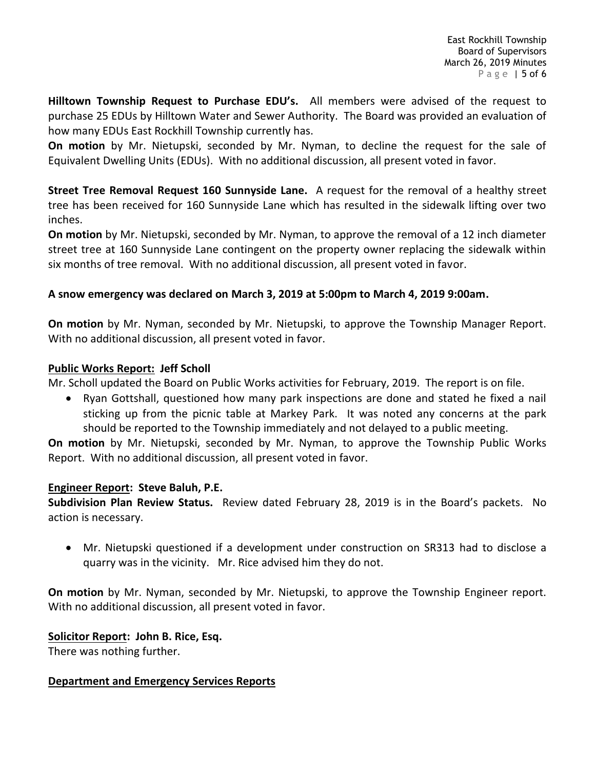**Hilltown Township Request to Purchase EDU's.** All members were advised of the request to purchase 25 EDUs by Hilltown Water and Sewer Authority. The Board was provided an evaluation of how many EDUs East Rockhill Township currently has.

**On motion** by Mr. Nietupski, seconded by Mr. Nyman, to decline the request for the sale of Equivalent Dwelling Units (EDUs). With no additional discussion, all present voted in favor.

**Street Tree Removal Request 160 Sunnyside Lane.** A request for the removal of a healthy street tree has been received for 160 Sunnyside Lane which has resulted in the sidewalk lifting over two inches.

**On motion** by Mr. Nietupski, seconded by Mr. Nyman, to approve the removal of a 12 inch diameter street tree at 160 Sunnyside Lane contingent on the property owner replacing the sidewalk within six months of tree removal. With no additional discussion, all present voted in favor.

**A snow emergency was declared on March 3, 2019 at 5:00pm to March 4, 2019 9:00am.**

**On motion** by Mr. Nyman, seconded by Mr. Nietupski, to approve the Township Manager Report. With no additional discussion, all present voted in favor.

**<u>Public Works Report</u>: Jeff Scholl**

Mr. Scholl updated the Board on Public Works activities for February, 2019. The report is on file.

- Ryan Gottshall, questioned how many park inspections are done and stated he fixed a nail sticking up from the picnic table at Markey Park. It was noted any concerns at the park should be reported to the Township immediately and not delayed to a public meeting.

**On motion** by Mr. Nietupski, seconded by Mr. Nyman, to approve the Township Public Works Report. With no additional discussion, all present voted in favor.

**<u>Engineer Report</u>: Steve Baluh, P.E.**

**Subdivision Plan Review Status.** Review dated February 28, 2019 is in the Board's packets. No action is necessary.

- Mr. Nietupski questioned if a development under construction on SR313 had to disclose a quarry was in the vicinity. Mr. Rice advised him they do not.

**On motion** by Mr. Nyman, seconded by Mr. Nietupski, to approve the Township Engineer report. With no additional discussion, all present voted in favor.

**<u>Solicitor Report</u>: John B. Rice, Esq.**

There was nothing further.

**<u>Department and Emergency Services Reports</u>**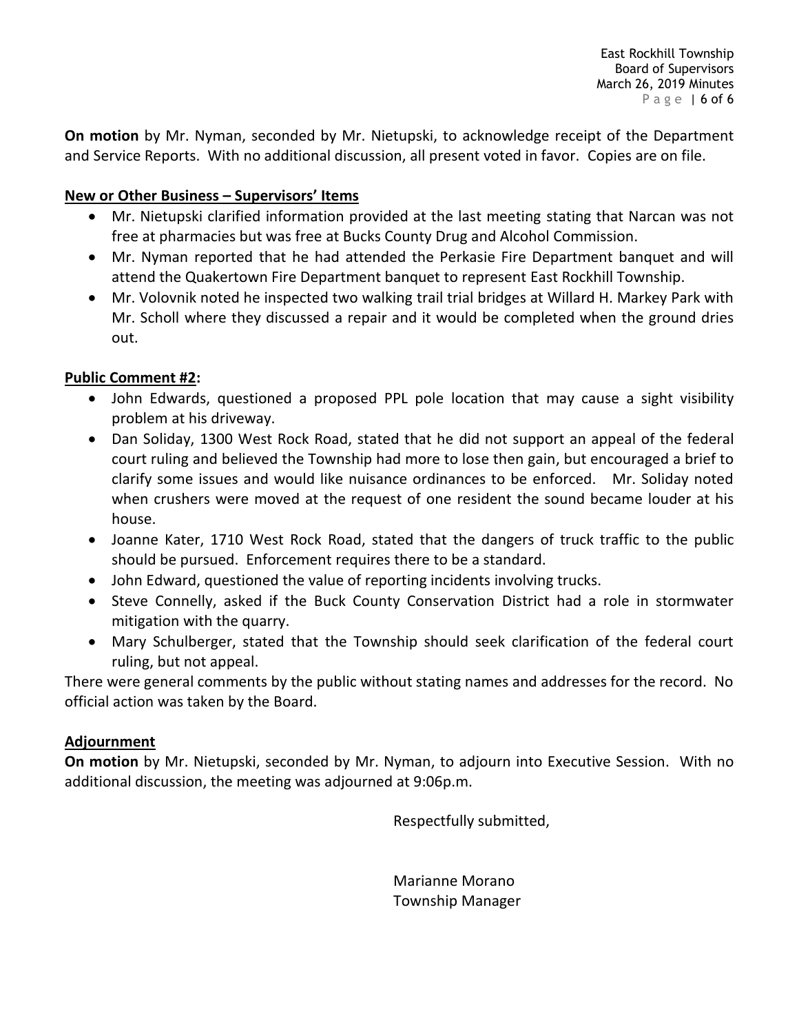**On motion** by Mr. Nyman, seconded by Mr. Nietupski, to acknowledge receipt of the Department and Service Reports. With no additional discussion, all present voted in favor. Copies are on file.

**New or Other Business – Supervisors' Items**

- Mr. Nietupski clarified information provided at the last meeting stating that Narcan was not free at pharmacies but was free at Bucks County Drug and Alcohol Commission.
- Mr. Nyman reported that he had attended the Perkasie Fire Department banquet and will attend the Quakertown Fire Department banquet to represent East Rockhill Township.
- Mr. Volovnik noted he inspected two walking trail trial bridges at Willard H. Markey Park with Mr. Scholl where they discussed a repair and it would be completed when the ground dries out.

**Public Comment #2:**

- John Edwards, questioned a proposed PPL pole location that may cause a sight visibility problem at his driveway.
- Dan Soliday, 1300 West Rock Road, stated that he did not support an appeal of the federal court ruling and believed the Township had more to lose then gain, but encouraged a brief to clarify some issues and would like nuisance ordinances to be enforced. Mr. Soliday noted when crushers were moved at the request of one resident the sound became louder at his house.
- Joanne Kater, 1710 West Rock Road, stated that the dangers of truck traffic to the public should be pursued. Enforcement requires there to be a standard.
- John Edward, questioned the value of reporting incidents involving trucks.
- Steve Connelly, asked if the Buck County Conservation District had a role in stormwater mitigation with the quarry.
- Mary Schulberger, stated that the Township should seek clarification of the federal court ruling, but not appeal.

There were general comments by the public without stating names and addresses for the record. No official action was taken by the Board.

**Adjournment**

**On motion** by Mr. Nietupski, seconded by Mr. Nyman, to adjourn into Executive Session. With no additional discussion, the meeting was adjourned at 9:06p.m.

Respectfully submitted,

Marianne Morano
Township Manager